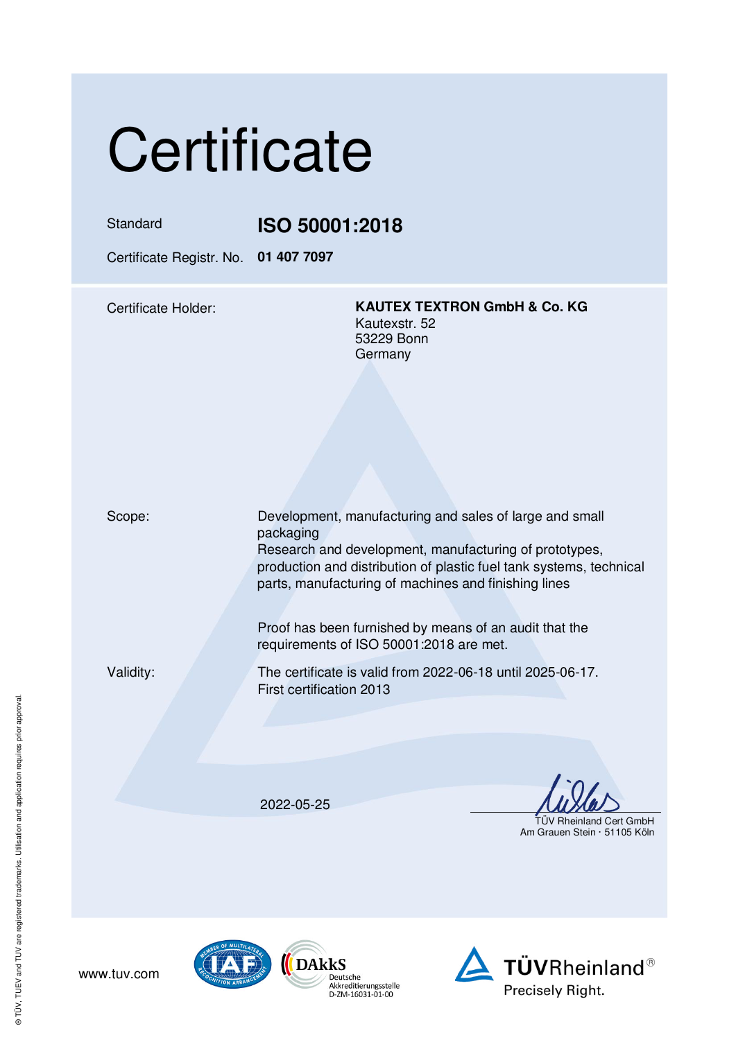# Certificate

| | |
|---|---|
| Standard | **ISO 50001:2018** |
| Certificate Registr. No. | **01 407 7097** |

Certificate Holder:

**KAUTEX TEXTRON GmbH & Co. KG**
Kautexstr. 52
53229 Bonn
Germany

Scope:

Development, manufacturing and sales of large and small packaging
Research and development, manufacturing of prototypes, production and distribution of plastic fuel tank systems, technical parts, manufacturing of machines and finishing lines

Proof has been furnished by means of an audit that the requirements of ISO 50001:2018 are met.

Validity:

The certificate is valid from 2022-06-18 until 2025-06-17.
First certification 2013

2022-05-25

TÜV Rheinland Cert GmbH
Am Grauen Stein · 51105 Köln

www.tuv.com

DAkkS Deutsche Akkreditierungsstelle D-ZM-16031-01-00

TÜVRheinland®
Precisely Right.

® TÜV, TUEV and TUV are registered trademarks. Utilisation and application requires prior approval.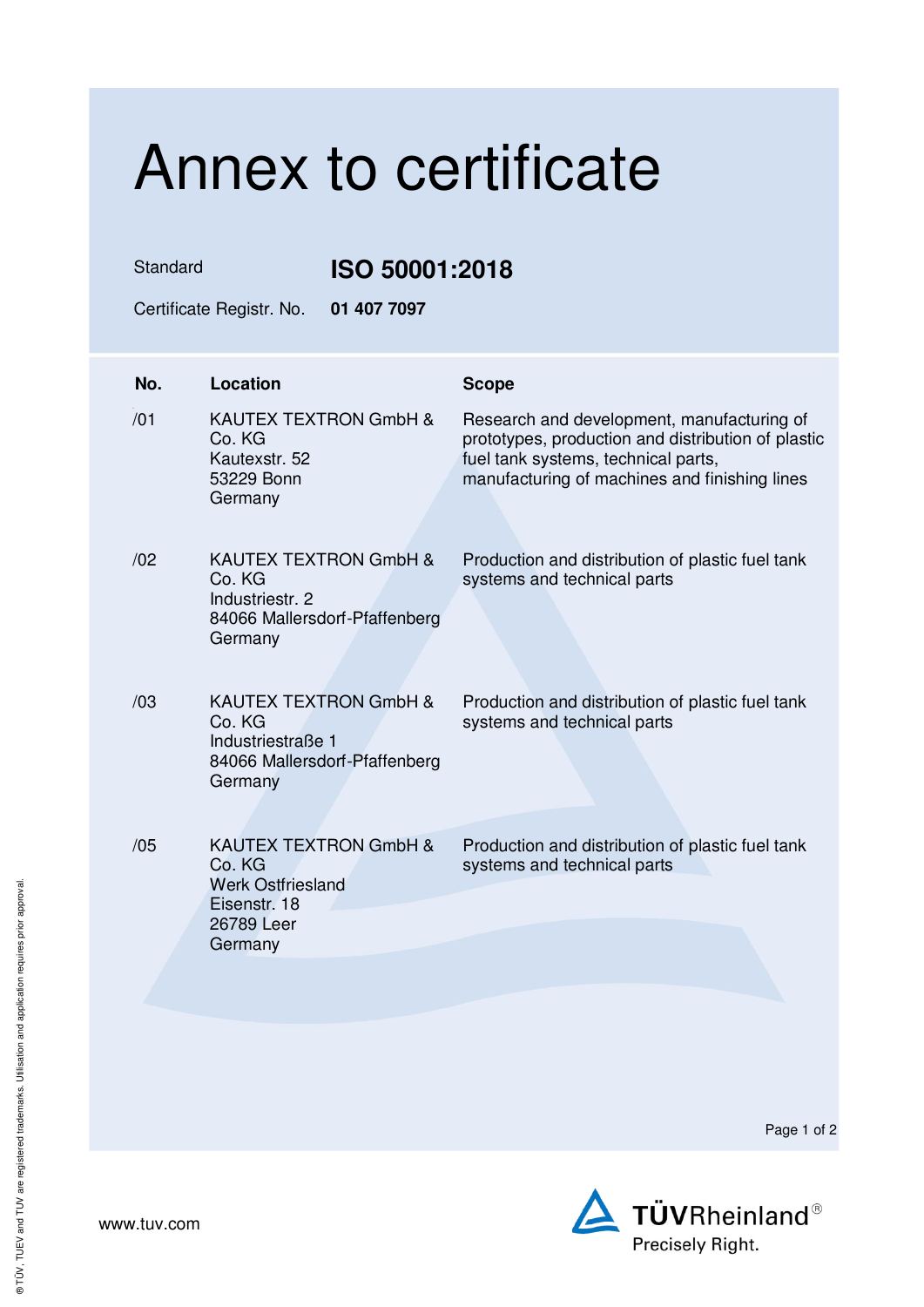# Annex to certificate

Standard **ISO 50001:2018**

Certificate Registr. No. **01 407 7097**

| No. | Location | Scope |
| --- | --- | --- |
| /01 | KAUTEX TEXTRON GmbH & Co. KG<br>Kautexstr. 52<br>53229 Bonn<br>Germany | Research and development, manufacturing of prototypes, production and distribution of plastic fuel tank systems, technical parts, manufacturing of machines and finishing lines |
| /02 | KAUTEX TEXTRON GmbH & Co. KG<br>Industriestr. 2<br>84066 Mallersdorf-Pfaffenberg<br>Germany | Production and distribution of plastic fuel tank systems and technical parts |
| /03 | KAUTEX TEXTRON GmbH & Co. KG<br>Industriestraße 1<br>84066 Mallersdorf-Pfaffenberg<br>Germany | Production and distribution of plastic fuel tank systems and technical parts |
| /05 | KAUTEX TEXTRON GmbH & Co. KG<br>Werk Ostfriesland<br>Eisenstr. 18<br>26789 Leer<br>Germany | Production and distribution of plastic fuel tank systems and technical parts |

www.tuv.com

TÜVRheinland®
Precisely Right.

® TÜV, TUEV and TUV are registered trademarks. Utilisation and application requires prior approval.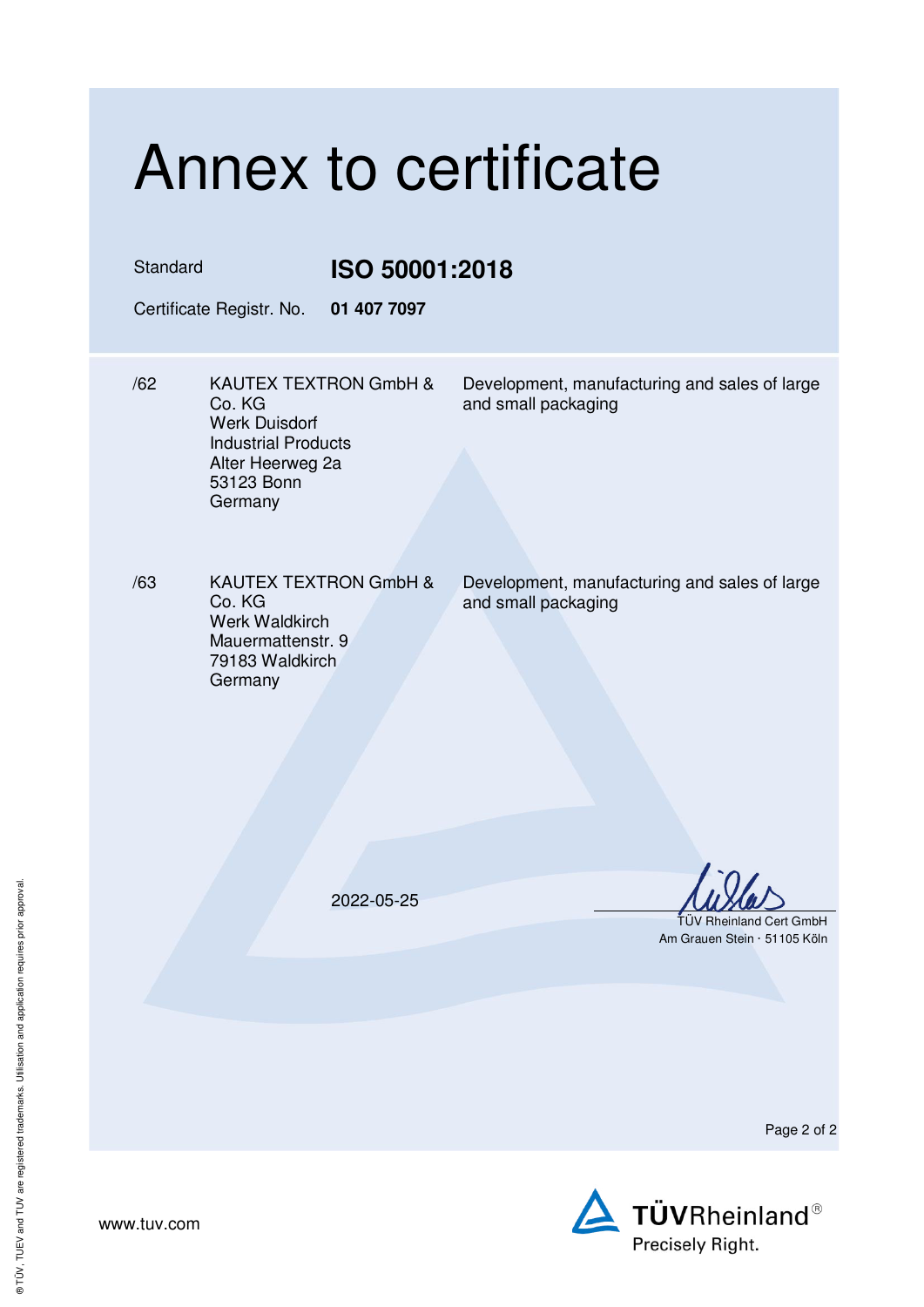# Annex to certificate

Standard **ISO 50001:2018**

Certificate Registr. No. **01 407 7097**

| | | |
|---|---|---|
| /62 | KAUTEX TEXTRON GmbH & Co. KG<br>Werk Duisdorf<br>Industrial Products<br>Alter Heerweg 2a<br>53123 Bonn<br>Germany | Development, manufacturing and sales of large and small packaging |
| /63 | KAUTEX TEXTRON GmbH & Co. KG<br>Werk Waldkirch<br>Mauermattenstr. 9<br>79183 Waldkirch<br>Germany | Development, manufacturing and sales of large and small packaging |

2022-05-25

TÜV Rheinland Cert GmbH
Am Grauen Stein · 51105 Köln

www.tuv.com

TÜVRheinland®
Precisely Right.

® TÜV, TUEV and TUV are registered trademarks. Utilisation and application requires prior approval.